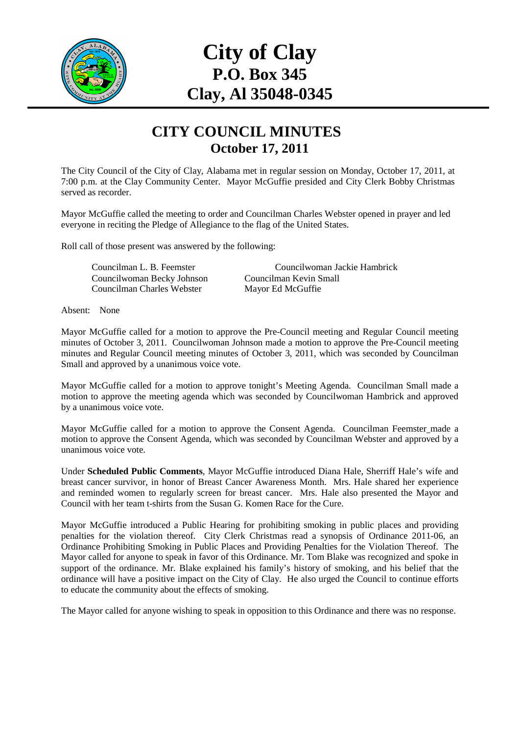# City of Clay
## P.O. Box 345
## Clay, Al 35048-0345

## CITY COUNCIL MINUTES
### October 17, 2011

The City Council of the City of Clay, Alabama met in regular session on Monday, October 17, 2011, at 7:00 p.m. at the Clay Community Center. Mayor McGuffie presided and City Clerk Bobby Christmas served as recorder.

Mayor McGuffie called the meeting to order and Councilman Charles Webster opened in prayer and led everyone in reciting the Pledge of Allegiance to the flag of the United States.

Roll call of those present was answered by the following:

Councilman L. B. Feemster
Councilwoman Jackie Hambrick
Councilwoman Becky Johnson
Councilman Kevin Small
Councilman Charles Webster
Mayor Ed McGuffie

Absent: None

Mayor McGuffie called for a motion to approve the Pre-Council meeting and Regular Council meeting minutes of October 3, 2011. Councilwoman Johnson made a motion to approve the Pre-Council meeting minutes and Regular Council meeting minutes of October 3, 2011, which was seconded by Councilman Small and approved by a unanimous voice vote.

Mayor McGuffie called for a motion to approve tonight's Meeting Agenda. Councilman Small made a motion to approve the meeting agenda which was seconded by Councilwoman Hambrick and approved by a unanimous voice vote.

Mayor McGuffie called for a motion to approve the Consent Agenda. Councilman Feemster made a motion to approve the Consent Agenda, which was seconded by Councilman Webster and approved by a unanimous voice vote.

Under **Scheduled Public Comments**, Mayor McGuffie introduced Diana Hale, Sherriff Hale's wife and breast cancer survivor, in honor of Breast Cancer Awareness Month. Mrs. Hale shared her experience and reminded women to regularly screen for breast cancer. Mrs. Hale also presented the Mayor and Council with her team t-shirts from the Susan G. Komen Race for the Cure.

Mayor McGuffie introduced a Public Hearing for prohibiting smoking in public places and providing penalties for the violation thereof. City Clerk Christmas read a synopsis of Ordinance 2011-06, an Ordinance Prohibiting Smoking in Public Places and Providing Penalties for the Violation Thereof. The Mayor called for anyone to speak in favor of this Ordinance. Mr. Tom Blake was recognized and spoke in support of the ordinance. Mr. Blake explained his family's history of smoking, and his belief that the ordinance will have a positive impact on the City of Clay. He also urged the Council to continue efforts to educate the community about the effects of smoking.

The Mayor called for anyone wishing to speak in opposition to this Ordinance and there was no response.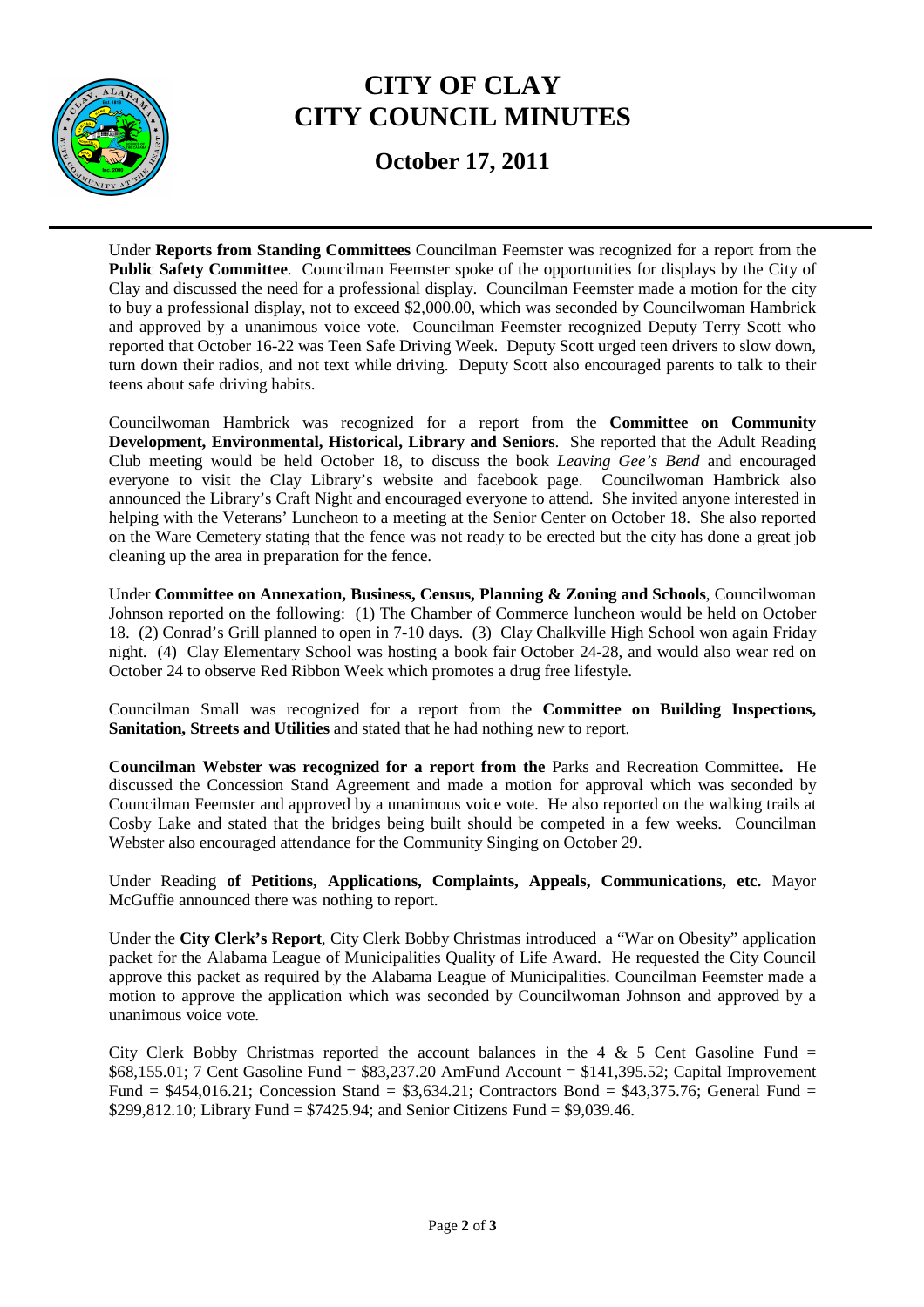# CITY OF CLAY
# CITY COUNCIL MINUTES

## October 17, 2011

Under **Reports from Standing Committees** Councilman Feemster was recognized for a report from the **Public Safety Committee**. Councilman Feemster spoke of the opportunities for displays by the City of Clay and discussed the need for a professional display. Councilman Feemster made a motion for the city to buy a professional display, not to exceed $2,000.00, which was seconded by Councilwoman Hambrick and approved by a unanimous voice vote. Councilman Feemster recognized Deputy Terry Scott who reported that October 16-22 was Teen Safe Driving Week. Deputy Scott urged teen drivers to slow down, turn down their radios, and not text while driving. Deputy Scott also encouraged parents to talk to their teens about safe driving habits.

Councilwoman Hambrick was recognized for a report from the **Committee on Community Development, Environmental, Historical, Library and Seniors**. She reported that the Adult Reading Club meeting would be held October 18, to discuss the book *Leaving Gee's Bend* and encouraged everyone to visit the Clay Library's website and facebook page. Councilwoman Hambrick also announced the Library's Craft Night and encouraged everyone to attend. She invited anyone interested in helping with the Veterans' Luncheon to a meeting at the Senior Center on October 18. She also reported on the Ware Cemetery stating that the fence was not ready to be erected but the city has done a great job cleaning up the area in preparation for the fence.

Under **Committee on Annexation, Business, Census, Planning & Zoning and Schools**, Councilwoman Johnson reported on the following: (1) The Chamber of Commerce luncheon would be held on October 18. (2) Conrad's Grill planned to open in 7-10 days. (3) Clay Chalkville High School won again Friday night. (4) Clay Elementary School was hosting a book fair October 24-28, and would also wear red on October 24 to observe Red Ribbon Week which promotes a drug free lifestyle.

Councilman Small was recognized for a report from the **Committee on Building Inspections, Sanitation, Streets and Utilities** and stated that he had nothing new to report.

**Councilman Webster was recognized for a report from the** Parks and Recreation Committee**.** He discussed the Concession Stand Agreement and made a motion for approval which was seconded by Councilman Feemster and approved by a unanimous voice vote. He also reported on the walking trails at Cosby Lake and stated that the bridges being built should be competed in a few weeks. Councilman Webster also encouraged attendance for the Community Singing on October 29.

Under Reading **of Petitions, Applications, Complaints, Appeals, Communications, etc.** Mayor McGuffie announced there was nothing to report.

Under the **City Clerk's Report**, City Clerk Bobby Christmas introduced a "War on Obesity" application packet for the Alabama League of Municipalities Quality of Life Award. He requested the City Council approve this packet as required by the Alabama League of Municipalities. Councilman Feemster made a motion to approve the application which was seconded by Councilwoman Johnson and approved by a unanimous voice vote.

City Clerk Bobby Christmas reported the account balances in the 4 & 5 Cent Gasoline Fund = $68,155.01; 7 Cent Gasoline Fund = $83,237.20 AmFund Account = $141,395.52; Capital Improvement Fund = $454,016.21; Concession Stand = $3,634.21; Contractors Bond = $43,375.76; General Fund = $299,812.10; Library Fund = $7425.94; and Senior Citizens Fund = $9,039.46.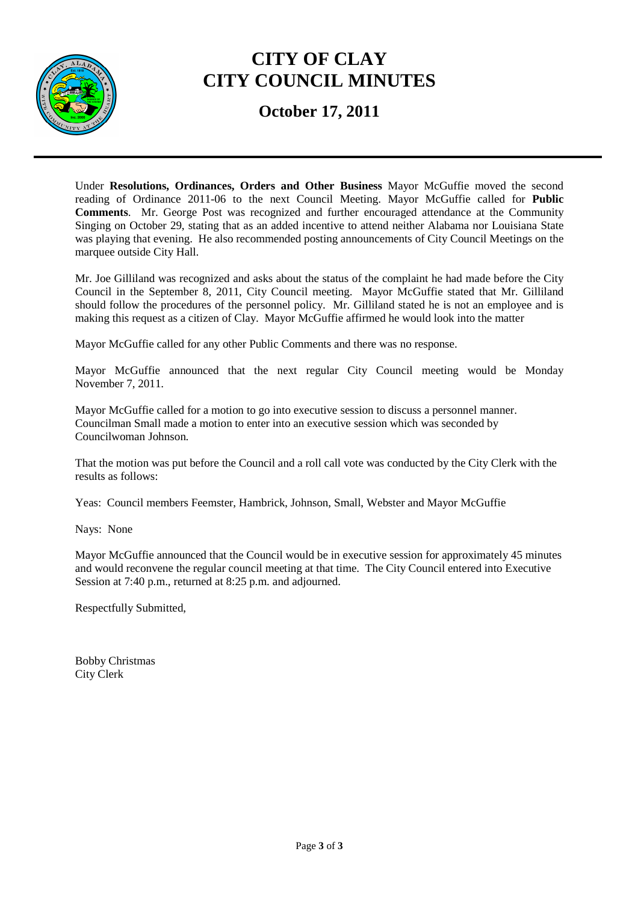# CITY OF CLAY
# CITY COUNCIL MINUTES

## October 17, 2011

Under **Resolutions, Ordinances, Orders and Other Business** Mayor McGuffie moved the second reading of Ordinance 2011-06 to the next Council Meeting. Mayor McGuffie called for **Public Comments**. Mr. George Post was recognized and further encouraged attendance at the Community Singing on October 29, stating that as an added incentive to attend neither Alabama nor Louisiana State was playing that evening. He also recommended posting announcements of City Council Meetings on the marquee outside City Hall.

Mr. Joe Gilliland was recognized and asks about the status of the complaint he had made before the City Council in the September 8, 2011, City Council meeting. Mayor McGuffie stated that Mr. Gilliland should follow the procedures of the personnel policy. Mr. Gilliland stated he is not an employee and is making this request as a citizen of Clay. Mayor McGuffie affirmed he would look into the matter

Mayor McGuffie called for any other Public Comments and there was no response.

Mayor McGuffie announced that the next regular City Council meeting would be Monday November 7, 2011.

Mayor McGuffie called for a motion to go into executive session to discuss a personnel manner. Councilman Small made a motion to enter into an executive session which was seconded by Councilwoman Johnson.

That the motion was put before the Council and a roll call vote was conducted by the City Clerk with the results as follows:

Yeas: Council members Feemster, Hambrick, Johnson, Small, Webster and Mayor McGuffie

Nays: None

Mayor McGuffie announced that the Council would be in executive session for approximately 45 minutes and would reconvene the regular council meeting at that time. The City Council entered into Executive Session at 7:40 p.m., returned at 8:25 p.m. and adjourned.

Respectfully Submitted,

Bobby Christmas  
City Clerk